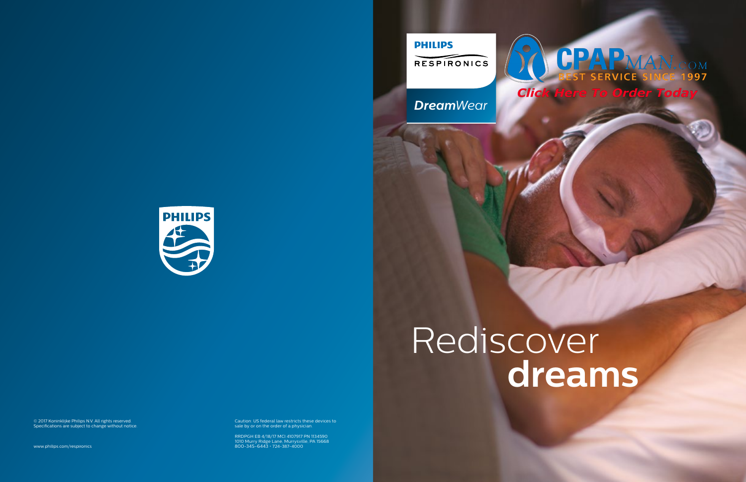PHILIPS

RESPIRONICS

*DreamWear*

CPAPMAN.COM

BEST SERVICE SINCE 1997

*Click Here To Order Today*

# Rediscover **dreams**

PHILIPS

© 2017 Koninklijke Philips N.V. All rights reserved.
Specifications are subject to change without notice.

www.philips.com/respironics

Caution: US federal law restricts these devices to sale by or on the order of a physician.

RRDPGH EB 4/18/17 MCI 4107917 PN 1134590
1010 Murry Ridge Lane, Murrysville, PA 15668
800-345-6443 • 724-387-4000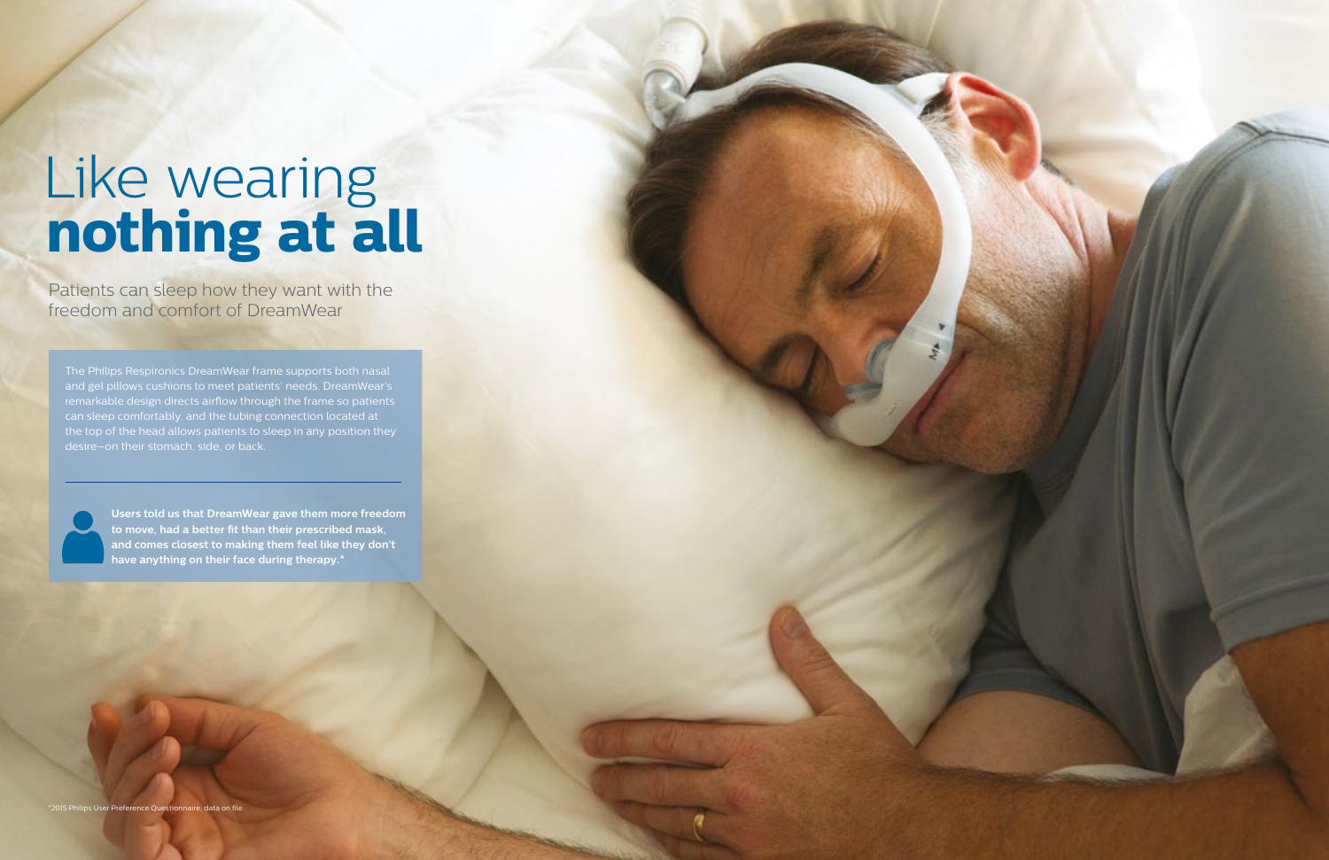# Like wearing **nothing at all**

Patients can sleep how they want with the freedom and comfort of DreamWear

The Philips Respironics DreamWear frame supports both nasal and gel pillows cushions to meet patients' needs. DreamWear's remarkable design directs airflow through the frame so patients can sleep comfortably, and the tubing connection located at the top of the head allows patients to sleep in any position they desire—on their stomach, side, or back.

**Users told us that DreamWear gave them more freedom to move, had a better fit than their prescribed mask, and comes closest to making them feel like they don't have anything on their face during therapy.***

*2015 Philips User Preference Questionnaire, data on file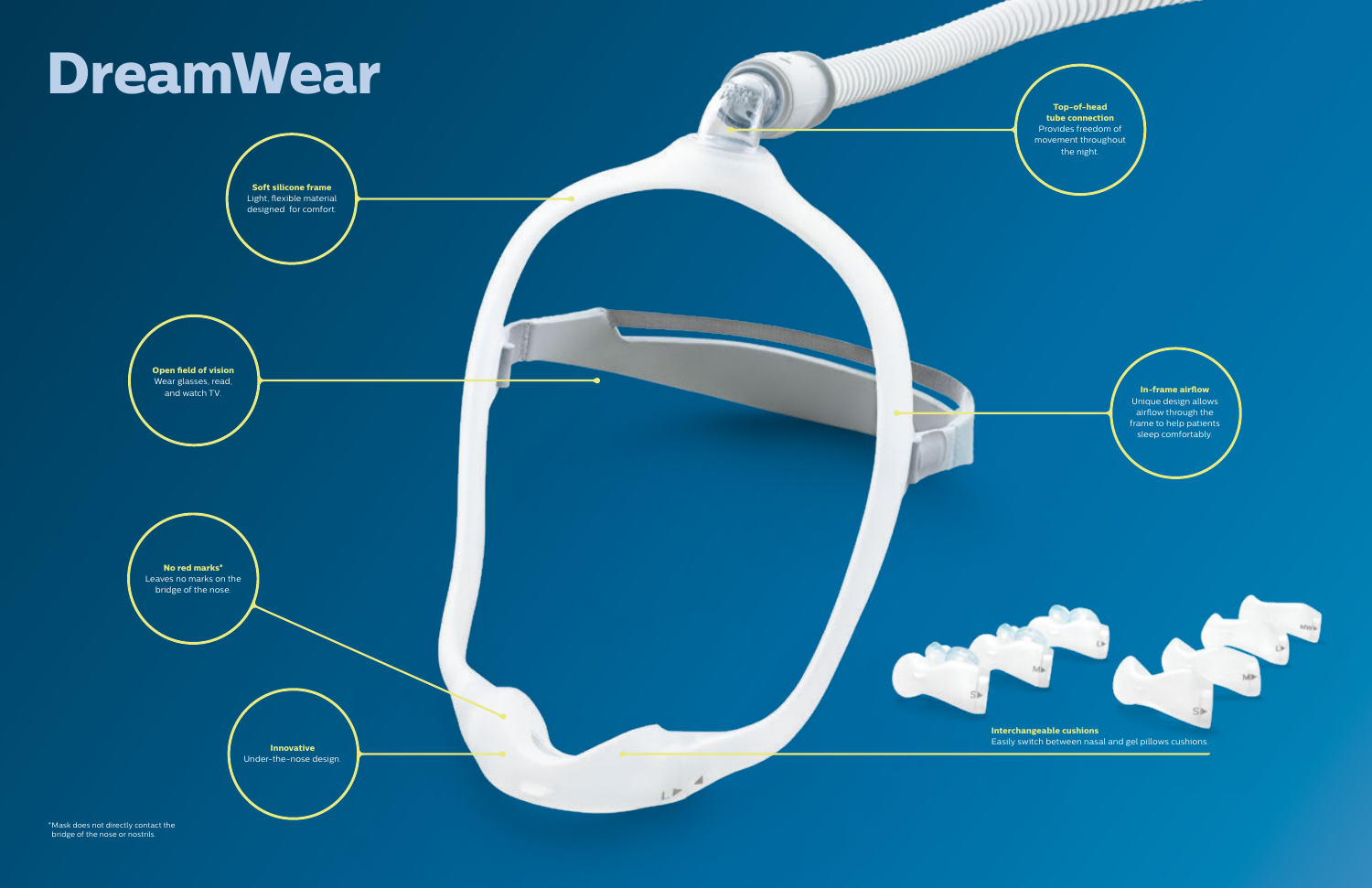# DreamWear

**Soft silicone frame**
Light, flexible material designed for comfort.

**Top-of-head tube connection**
Provides freedom of movement throughout the night.

**Open field of vision**
Wear glasses, read, and watch TV.

**In-frame airflow**
Unique design allows airflow through the frame to help patients sleep comfortably.

**No red marks***
Leaves no marks on the bridge of the nose.

**Innovative**
Under-the-nose design.

**Interchangeable cushions**
Easily switch between nasal and gel pillows cushions.

*Mask does not directly contact the bridge of the nose or nostrils.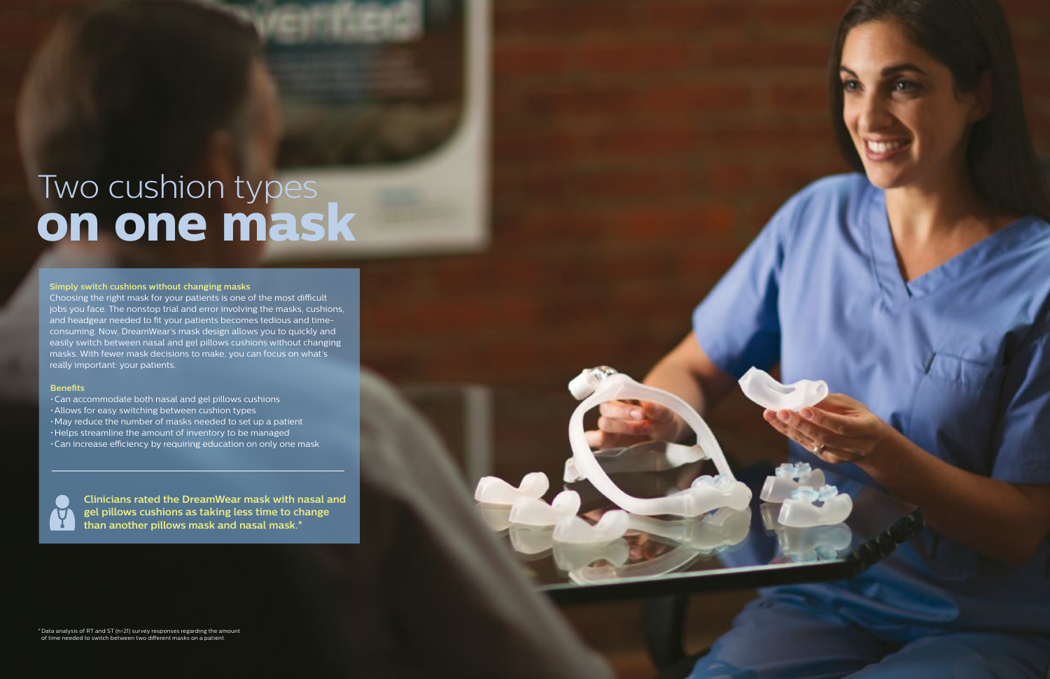# Two cushion types **on one mask**

**Simply switch cushions without changing masks**

Choosing the right mask for your patients is one of the most difficult jobs you face. The nonstop trial and error involving the masks, cushions, and headgear needed to fit your patients becomes tedious and time-consuming. Now, DreamWear's mask design allows you to quickly and easily switch between nasal and gel pillows cushions without changing masks. With fewer mask decisions to make, you can focus on what's really important: your patients.

**Benefits**

- Can accommodate both nasal and gel pillows cushions
- Allows for easy switching between cushion types
- May reduce the number of masks needed to set up a patient
- Helps streamline the amount of inventory to be managed
- Can increase efficiency by requiring education on only one mask

---

**Clinicians rated the DreamWear mask with nasal and gel pillows cushions as taking less time to change than another pillows mask and nasal mask.***

* Data analysis of RT and ST (n=21) survey responses regarding the amount of time needed to switch between two different masks on a patient.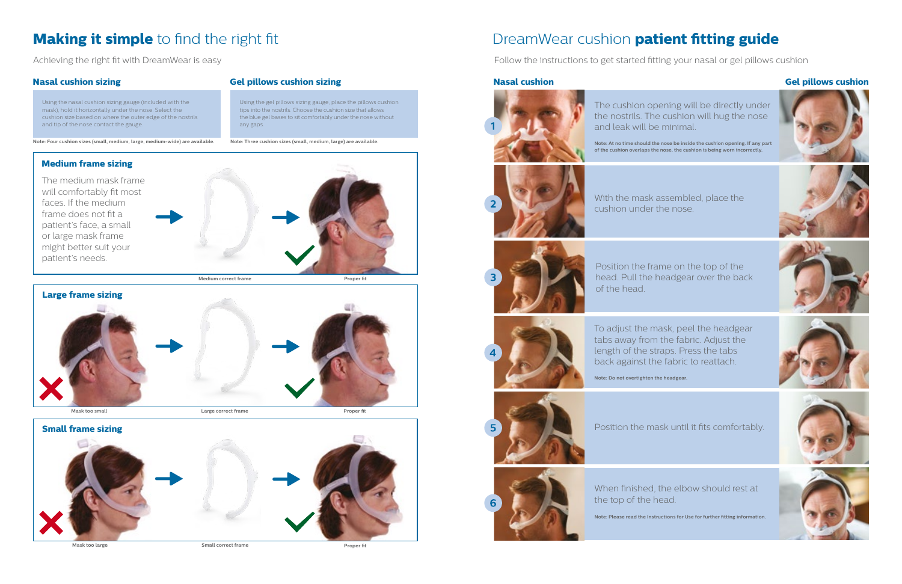# **Making it simple** to find the right fit

Achieving the right fit with DreamWear is easy

### Nasal cushion sizing

Using the nasal cushion sizing gauge (included with the mask), hold it horizontally under the nose. Select the cushion size based on where the outer edge of the nostrils and tip of the nose contact the gauge.

**Note: Four cushion sizes (small, medium, large, medium-wide) are available.**

### Gel pillows cushion sizing

Using the gel pillows sizing gauge, place the pillows cushion tips into the nostrils. Choose the cushion size that allows the blue gel bases to sit comfortably under the nose without any gaps.

**Note: Three cushion sizes (small, medium, large) are available.**

### Medium frame sizing

The medium mask frame will comfortably fit most faces. If the medium frame does not fit a patient's face, a small or large mask frame might better suit your patient's needs.

Medium correct frame

Proper fit

### Large frame sizing

Mask too small

Large correct frame

Proper fit

### Small frame sizing

Mask too large

Small correct frame

Proper fit

# DreamWear cushion **patient fitting guide**

Follow the instructions to get started fitting your nasal or gel pillows cushion

**Nasal cushion** | **Gel pillows cushion**

1. The cushion opening will be directly under the nostrils. The cushion will hug the nose and leak will be minimal.

   **Note: At no time should the nose be inside the cushion opening. If any part of the cushion overlaps the nose, the cushion is being worn incorrectly.**

2. With the mask assembled, place the cushion under the nose.

3. Position the frame on the top of the head. Pull the headgear over the back of the head.

4. To adjust the mask, peel the headgear tabs away from the fabric. Adjust the length of the straps. Press the tabs back against the fabric to reattach.

   **Note: Do not overtighten the headgear.**

5. Position the mask until it fits comfortably.

6. When finished, the elbow should rest at the top of the head.

   **Note: Please read the Instructions for Use for further fitting information.**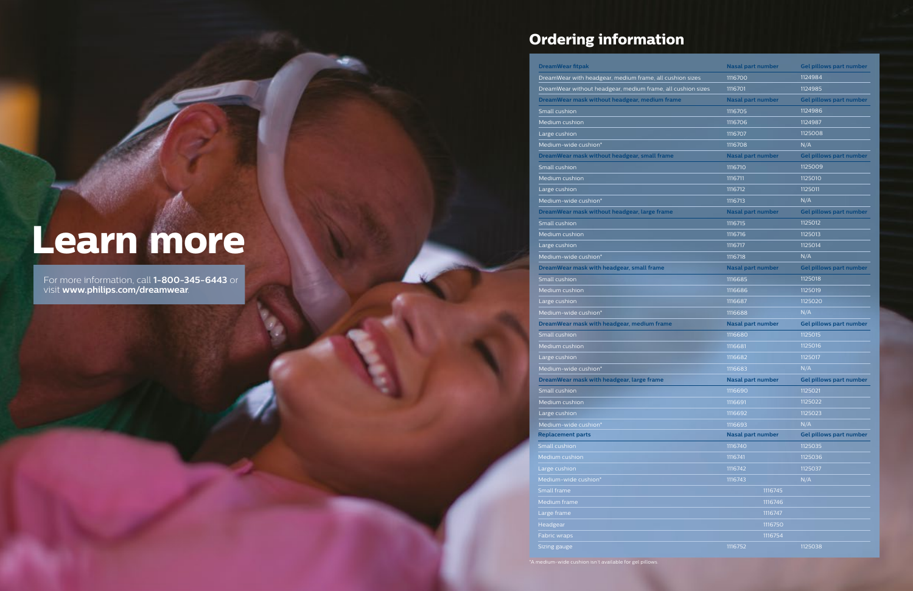# Learn more

For more information, call **1-800-345-6443** or visit **www.philips.com/dreamwear**.

## Ordering information

| DreamWear fitpak | Nasal part number | Gel pillows part number |
|---|---|---|
| DreamWear with headgear, medium frame, all cushion sizes | 1116700 | 1124984 |
| DreamWear without headgear, medium frame, all cushion sizes | 1116701 | 1124985 |
| **DreamWear mask without headgear, medium frame** | **Nasal part number** | **Gel pillows part number** |
| Small cushion | 1116705 | 1124986 |
| Medium cushion | 1116706 | 1124987 |
| Large cushion | 1116707 | 1125008 |
| Medium-wide cushion* | 1116708 | N/A |
| **DreamWear mask without headgear, small frame** | **Nasal part number** | **Gel pillows part number** |
| Small cushion | 1116710 | 1125009 |
| Medium cushion | 1116711 | 1125010 |
| Large cushion | 1116712 | 1125011 |
| Medium-wide cushion* | 1116713 | N/A |
| **DreamWear mask without headgear, large frame** | **Nasal part number** | **Gel pillows part number** |
| Small cushion | 1116715 | 1125012 |
| Medium cushion | 1116716 | 1125013 |
| Large cushion | 1116717 | 1125014 |
| Medium-wide cushion* | 1116718 | N/A |
| **DreamWear mask with headgear, small frame** | **Nasal part number** | **Gel pillows part number** |
| Small cushion | 1116685 | 1125018 |
| Medium cushion | 1116686 | 1125019 |
| Large cushion | 1116687 | 1125020 |
| Medium-wide cushion* | 1116688 | N/A |
| **DreamWear mask with headgear, medium frame** | **Nasal part number** | **Gel pillows part number** |
| Small cushion | 1116680 | 1125015 |
| Medium cushion | 1116681 | 1125016 |
| Large cushion | 1116682 | 1125017 |
| Medium-wide cushion* | 1116683 | N/A |
| **DreamWear mask with headgear, large frame** | **Nasal part number** | **Gel pillows part number** |
| Small cushion | 1116690 | 1125021 |
| Medium cushion | 1116691 | 1125022 |
| Large cushion | 1116692 | 1125023 |
| Medium-wide cushion* | 1116693 | N/A |
| **Replacement parts** | **Nasal part number** | **Gel pillows part number** |
| Small cushion | 1116740 | 1125035 |
| Medium cushion | 1116741 | 1125036 |
| Large cushion | 1116742 | 1125037 |
| Medium-wide cushion* | 1116743 | N/A |
| Small frame | 1116745 | |
| Medium frame | 1116746 | |
| Large frame | 1116747 | |
| Headgear | 1116750 | |
| Fabric wraps | 1116754 | |
| Sizing gauge | 1116752 | 1125038 |

*A medium-wide cushion isn't available for gel pillows.